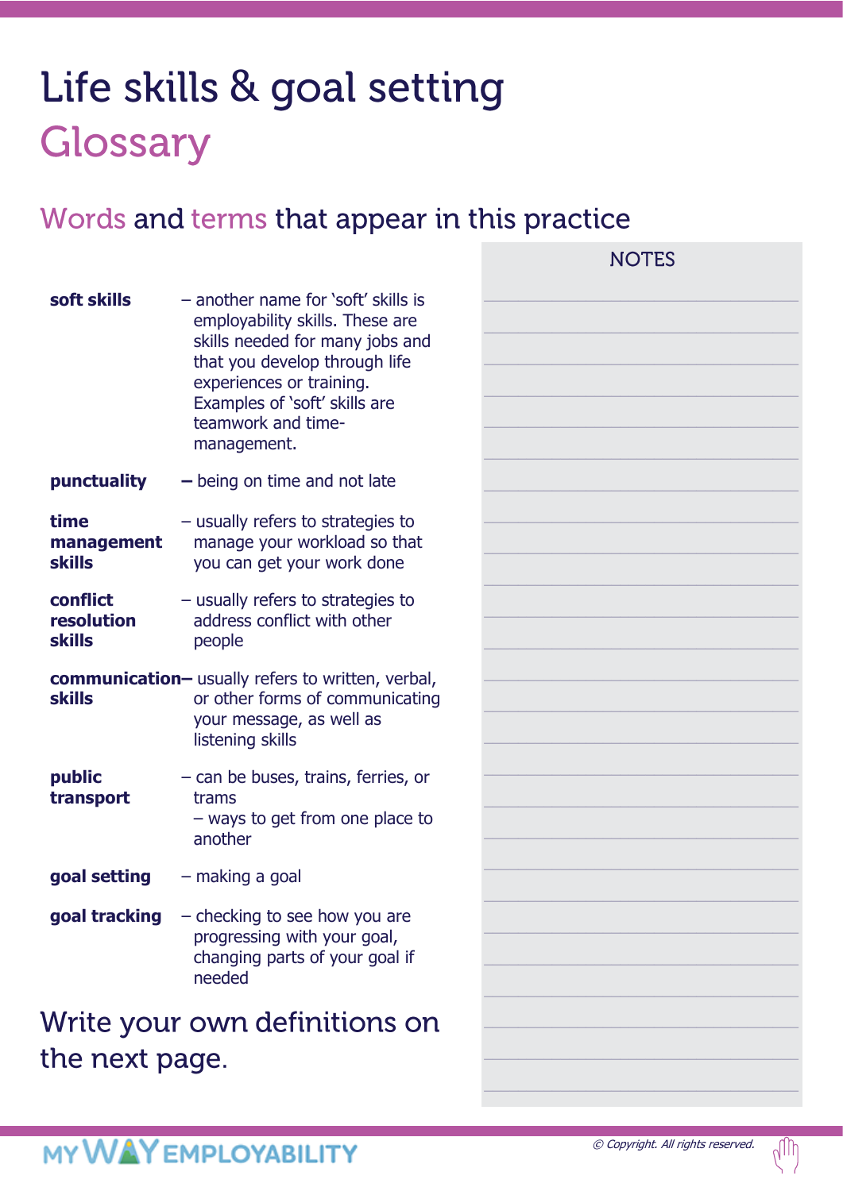# Life skills & goal setting

## Glossary

### Words and terms that appear in this practice

**soft skills** – another name for 'soft' skills is employability skills. These are skills needed for many jobs and that you develop through life experiences or training. Examples of 'soft' skills are teamwork and time-management.

**punctuality** – being on time and not late

**time management skills** – usually refers to strategies to manage your workload so that you can get your work done

**conflict resolution skills** – usually refers to strategies to address conflict with other people

**communication skills** – usually refers to written, verbal, or other forms of communicating your message, as well as listening skills

**public transport** – can be buses, trains, ferries, or trams
– ways to get from one place to another

**goal setting** – making a goal

**goal tracking** – checking to see how you are progressing with your goal, changing parts of your goal if needed

### Write your own definitions on the next page.

NOTES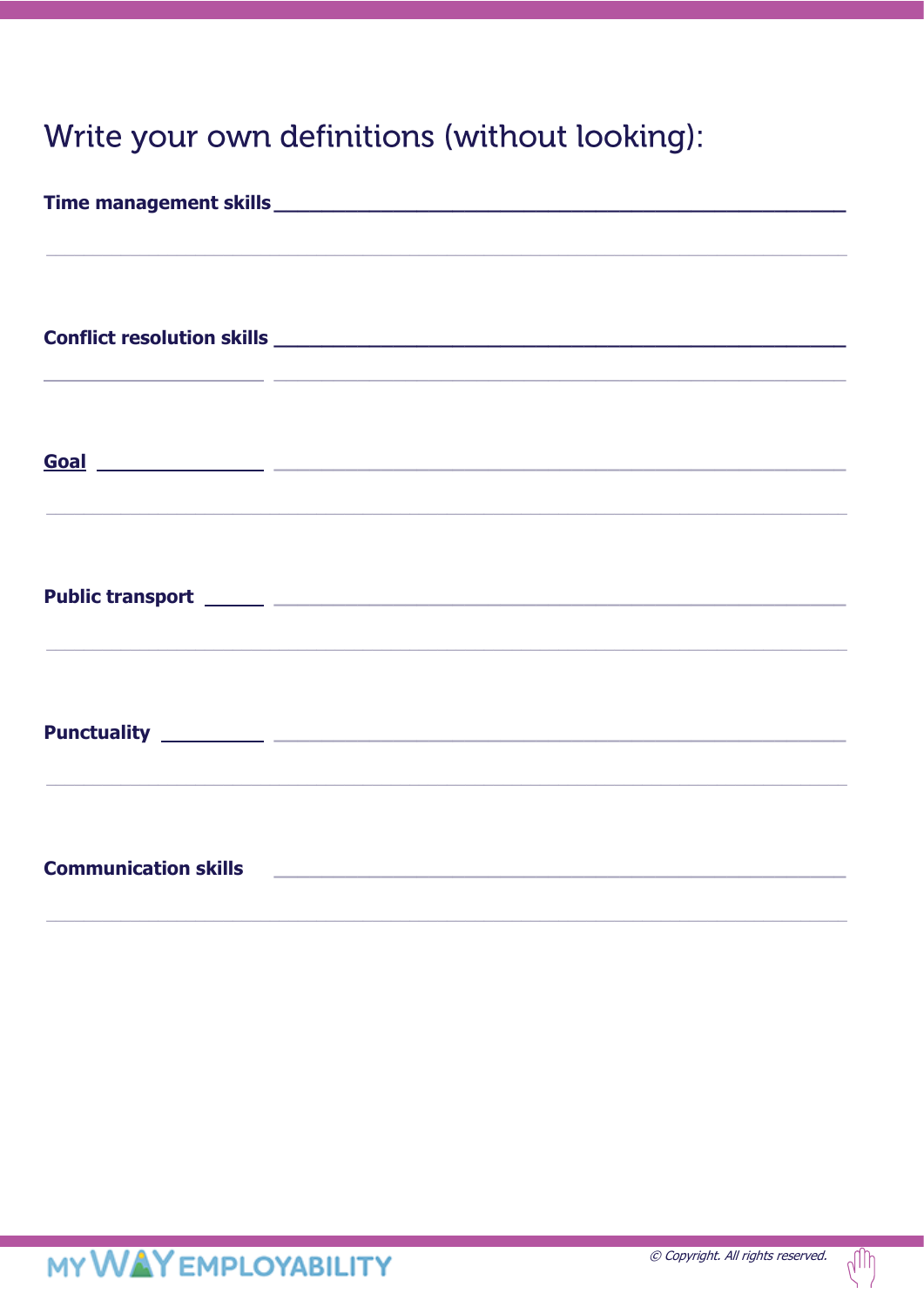# Write your own definitions (without looking):

**Time management skills** ______________________________________________

______________________________________________

**Conflict resolution skills** ______________________________________________

______________________________________________

**Goal** ______________________________________________

______________________________________________

**Public transport** ______________________________________________

______________________________________________

**Punctuality** ______________________________________________

______________________________________________

**Communication skills** ______________________________________________

______________________________________________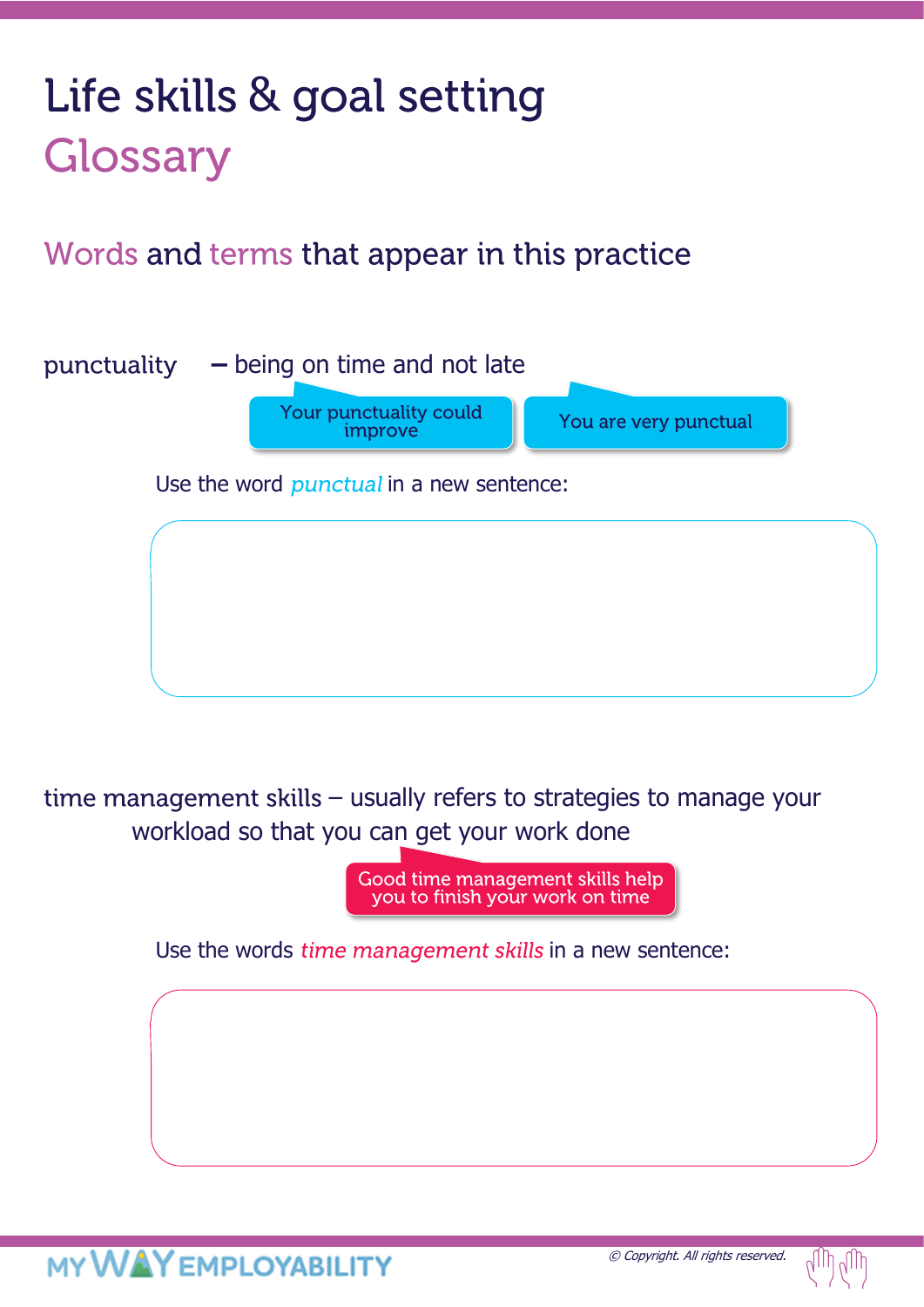# Life skills & goal setting

## Glossary

### Words and terms that appear in this practice

punctuality – being on time and not late

Your punctuality could improve

You are very punctual

Use the word *punctual* in a new sentence:

time management skills – usually refers to strategies to manage your workload so that you can get your work done

Good time management skills help you to finish your work on time

Use the words *time management skills* in a new sentence: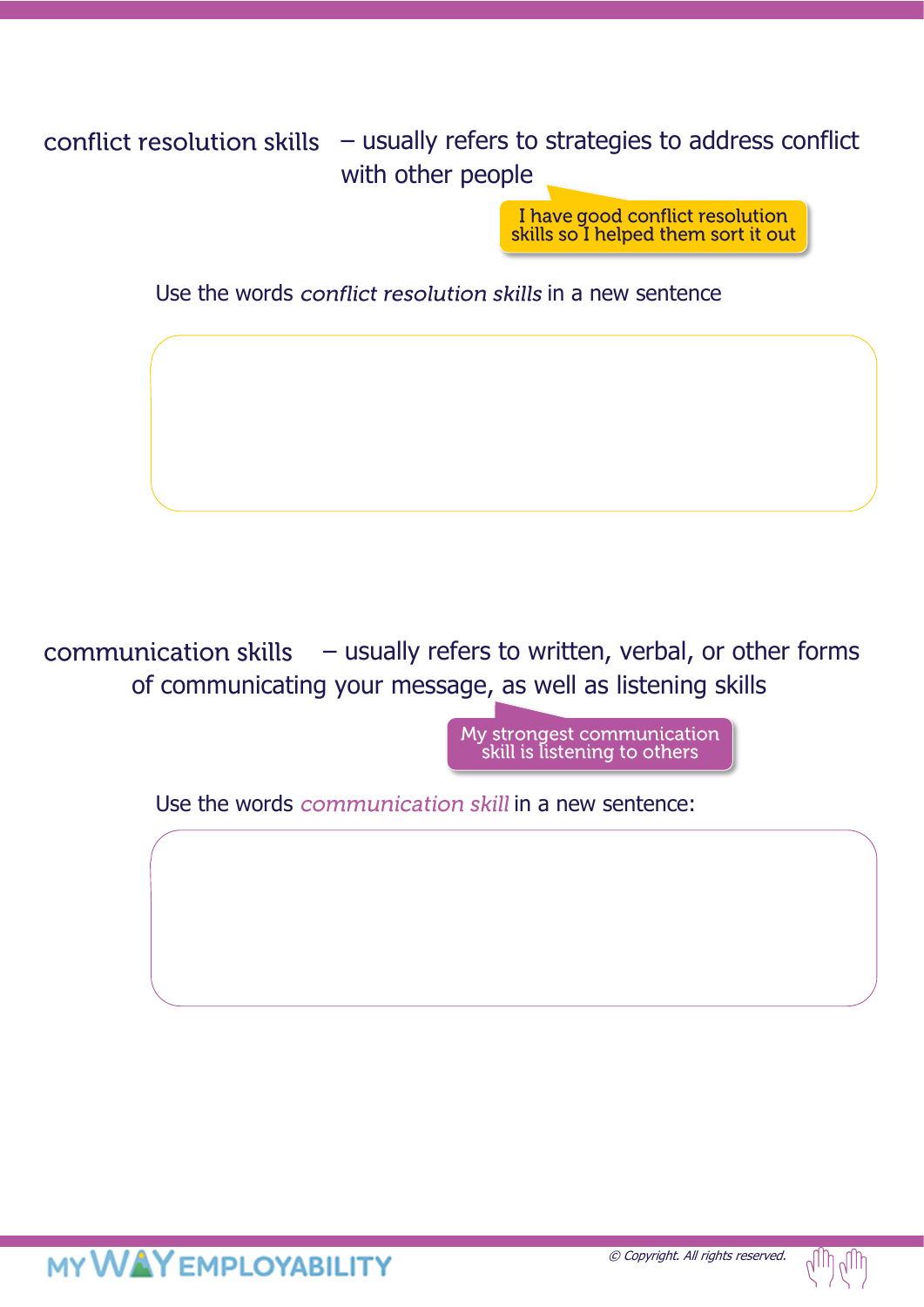**conflict resolution skills** – usually refers to strategies to address conflict with other people

> I have good conflict resolution skills so I helped them sort it out

Use the words *conflict resolution skills* in a new sentence

---

**communication skills** – usually refers to written, verbal, or other forms of communicating your message, as well as listening skills

> My strongest communication skill is listening to others

Use the words *communication skill* in a new sentence: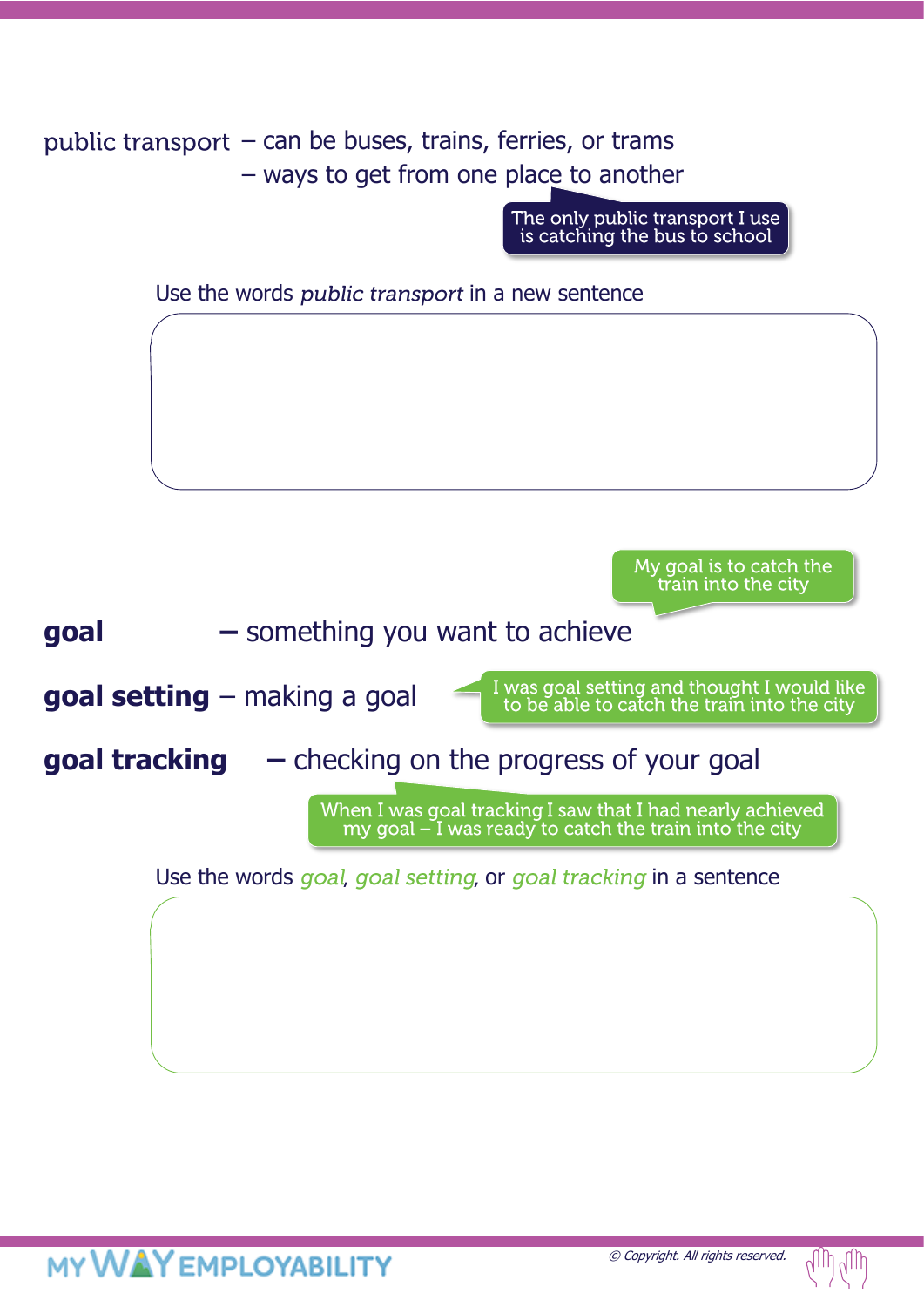public transport – can be buses, trains, ferries, or trams
– ways to get from one place to another

The only public transport I use is catching the bus to school

Use the words *public transport* in a new sentence

My goal is to catch the train into the city

**goal** – something you want to achieve

**goal setting** – making a goal

I was goal setting and thought I would like to be able to catch the train into the city

**goal tracking** – checking on the progress of your goal

When I was goal tracking I saw that I had nearly achieved my goal – I was ready to catch the train into the city

Use the words *goal*, *goal setting*, or *goal tracking* in a sentence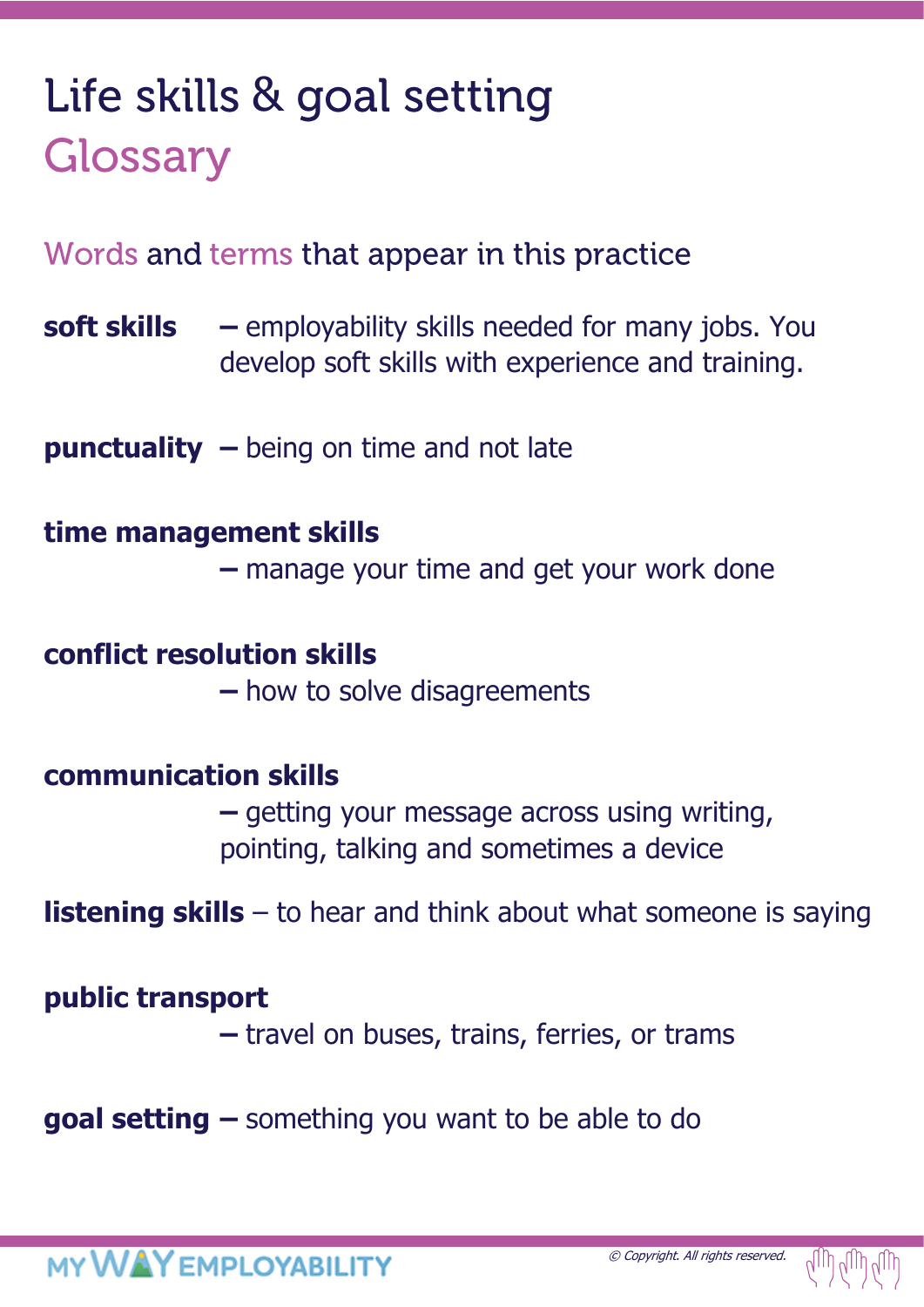# Life skills & goal setting

## Glossary

### Words and terms that appear in this practice

**soft skills** – employability skills needed for many jobs. You develop soft skills with experience and training.

**punctuality** – being on time and not late

**time management skills** – manage your time and get your work done

**conflict resolution skills** – how to solve disagreements

**communication skills** – getting your message across using writing, pointing, talking and sometimes a device

**listening skills** – to hear and think about what someone is saying

**public transport** – travel on buses, trains, ferries, or trams

**goal setting** – something you want to be able to do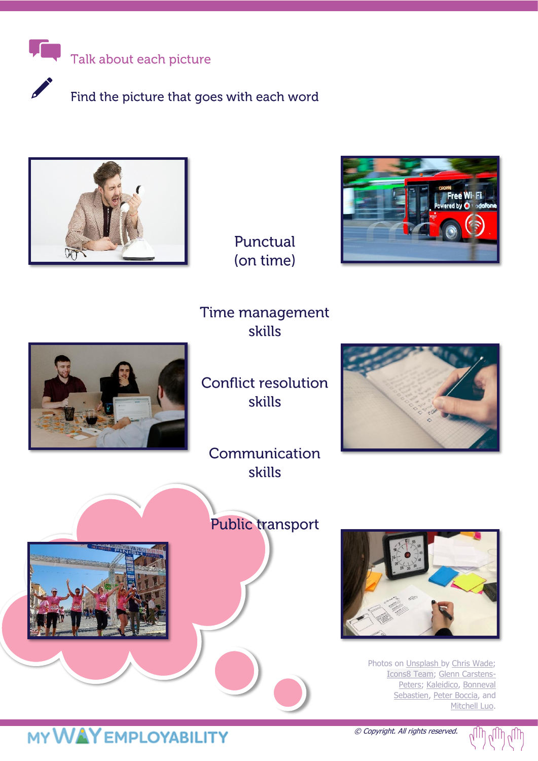Talk about each picture

Find the picture that goes with each word

Punctual
(on time)

Time management
skills

Conflict resolution
skills

Communication
skills

Public transport

Photos on Unsplash by Chris Wade; Icons8 Team; Glenn Carstens-Peters; Kaleidico, Bonneval Sebastien, Peter Boccia, and Mitchell Luo.

© Copyright. All rights reserved.